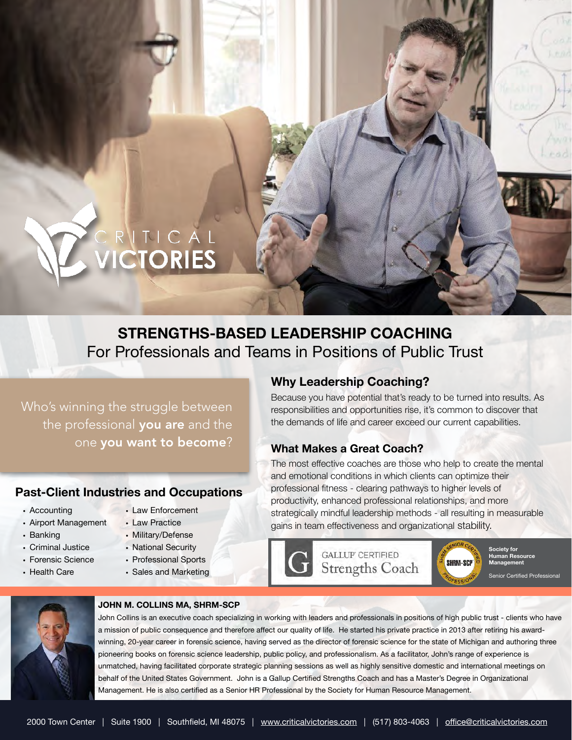CRITICAL VICTORIES

# STRENGTHS-BASED LEADERSHIP COACHING

For Professionals and Teams in Positions of Public Trust

Who's winning the struggle between the professional **you are** and the one **you want to become**?

## Past-Client Industries and Occupations

- Accounting
- Airport Management
- Banking
- Criminal Justice
- Forensic Science
- Health Care
- Law Enforcement
- Law Practice
- Military/Defense
- National Security
- Professional Sports
- Sales and Marketing

## Why Leadership Coaching?

Because you have potential that's ready to be turned into results. As responsibilities and opportunities rise, it's common to discover that the demands of life and career exceed our current capabilities.

## What Makes a Great Coach?

The most effective coaches are those who help to create the mental and emotional conditions in which clients can optimize their professional fitness - clearing pathways to higher levels of productivity, enhanced professional relationships, and more strategically mindful leadership methods - all resulting in measurable gains in team effectiveness and organizational stability.

GALLUP CERTIFIED Strengths Coach

SHRM-SCP — Society for Human Resource Management — Senior Certified Professional

**JOHN M. COLLINS MA, SHRM-SCP**

John Collins is an executive coach specializing in working with leaders and professionals in positions of high public trust - clients who have a mission of public consequence and therefore affect our quality of life. He started his private practice in 2013 after retiring his award-winning, 20-year career in forensic science, having served as the director of forensic science for the state of Michigan and authoring three pioneering books on forensic science leadership, public policy, and professionalism. As a facilitator, John's range of experience is unmatched, having facilitated corporate strategic planning sessions as well as highly sensitive domestic and international meetings on behalf of the United States Government. John is a Gallup Certified Strengths Coach and has a Master's Degree in Organizational Management. He is also certified as a Senior HR Professional by the Society for Human Resource Management.

2000 Town Center | Suite 1900 | Southfield, MI 48075 | www.criticalvictories.com | (517) 803-4063 | office@criticalvictories.com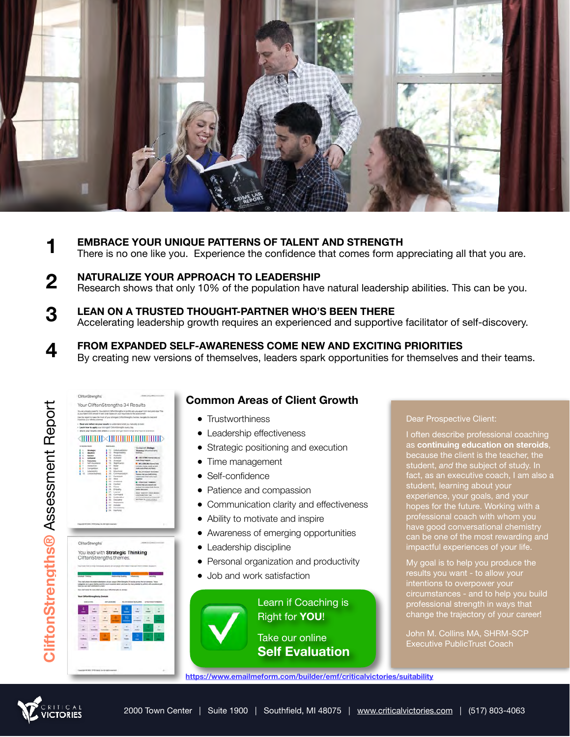**1 EMBRACE YOUR UNIQUE PATTERNS OF TALENT AND STRENGTH**
There is no one like you. Experience the confidence that comes form appreciating all that you are.

**2 NATURALIZE YOUR APPROACH TO LEADERSHIP**
Research shows that only 10% of the population have natural leadership abilities. This can be you.

**3 LEAN ON A TRUSTED THOUGHT-PARTNER WHO'S BEEN THERE**
Accelerating leadership growth requires an experienced and supportive facilitator of self-discovery.

**4 FROM EXPANDED SELF-AWARENESS COME NEW AND EXCITING PRIORITIES**
By creating new versions of themselves, leaders spark opportunities for themselves and their teams.

CliftonStrengths® Assessment Report

## Common Areas of Client Growth

- Trustworthiness
- Leadership effectiveness
- Strategic positioning and execution
- Time management
- Self-confidence
- Patience and compassion
- Communication clarity and effectiveness
- Ability to motivate and inspire
- Awareness of emerging opportunities
- Leadership discipline
- Personal organization and productivity
- Job and work satisfaction

Learn if Coaching is Right for **YOU**!

Take our online **Self Evaluation**

https://www.emailmeform.com/builder/emf/criticalvictories/suitability

Dear Prospective Client:

I often describe professional coaching as **continuing education on steroids**, because the client is the teacher, the student, *and* the subject of study. In fact, as an executive coach, I am also a student, learning about your experience, your goals, and your hopes for the future. Working with a professional coach with whom you have good conversational chemistry can be one of the most rewarding and impactful experiences of your life.

My goal is to help you produce the results you want - to allow your intentions to overpower your circumstances - and to help you build professional strength in ways that change the trajectory of your career!

John M. Collins MA, SHRM-SCP
Executive PublicTrust Coach

CRITICAL VICTORIES

2000 Town Center | Suite 1900 | Southfield, MI 48075 | www.criticalvictories.com | (517) 803-4063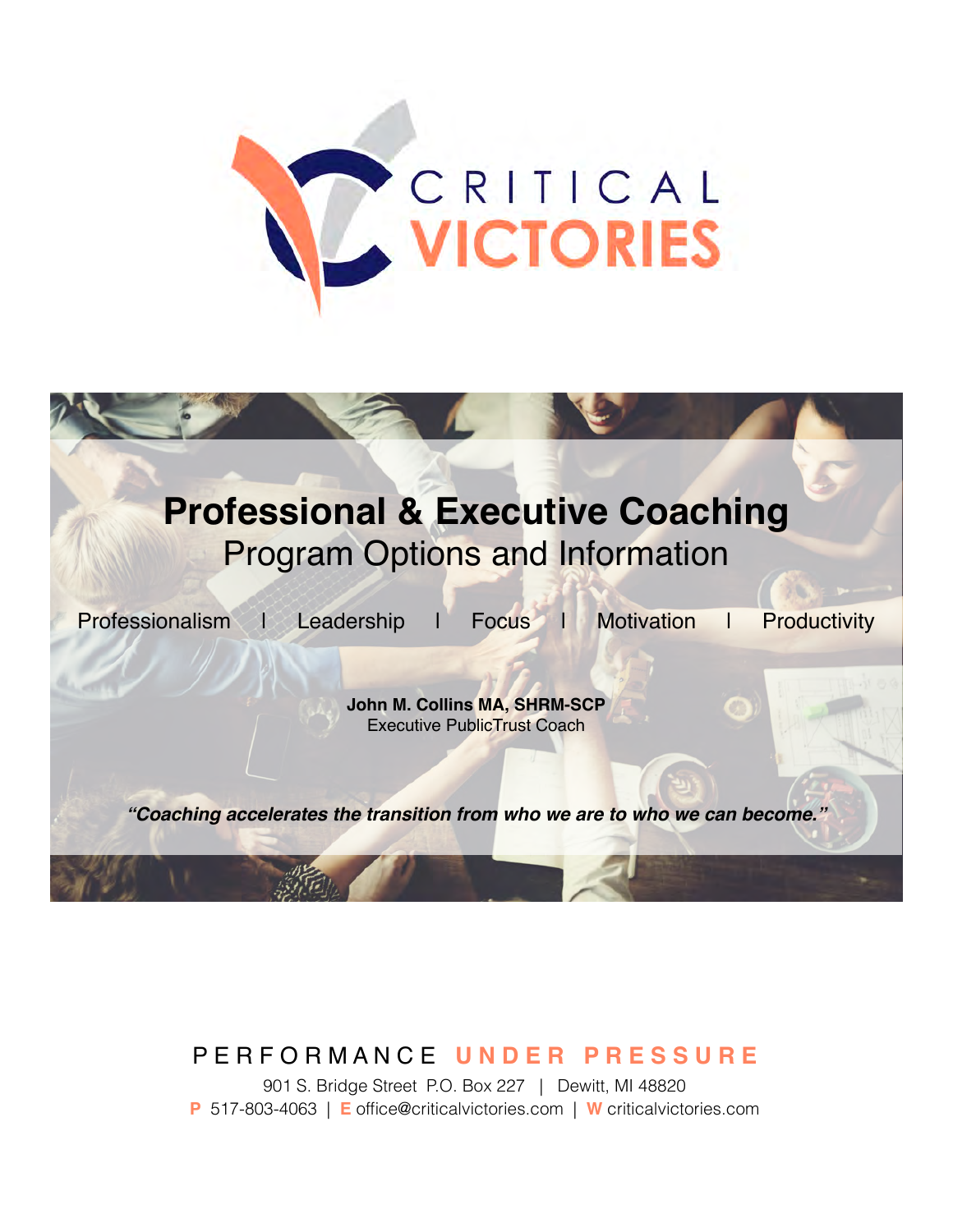CRITICAL VICTORIES

# Professional & Executive Coaching

## Program Options and Information

Professionalism | Leadership | Focus | Motivation | Productivity

**John M. Collins MA, SHRM-SCP**
Executive PublicTrust Coach

***"Coaching accelerates the transition from who we are to who we can become."***

PERFORMANCE **UNDER PRESSURE**

901 S. Bridge Street P.O. Box 227 | Dewitt, MI 48820

**P** 517-803-4063 | **E** office@criticalvictories.com | **W** criticalvictories.com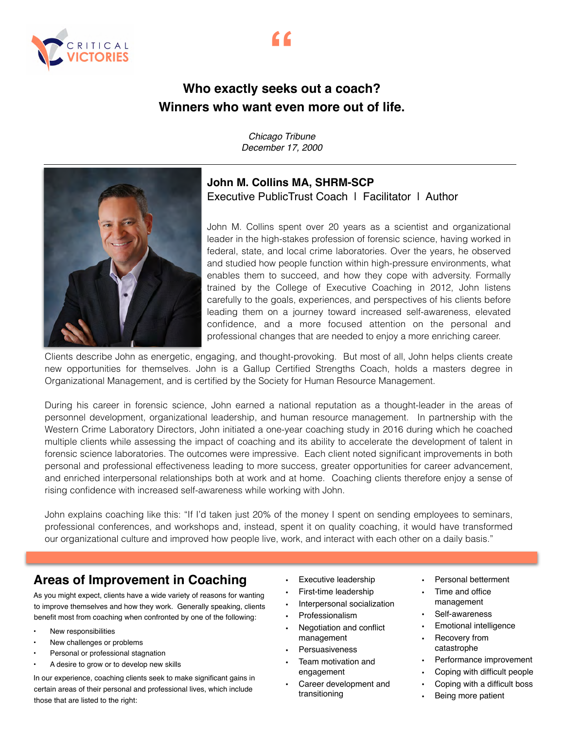CRITICAL VICTORIES

"

**Who exactly seeks out a coach?**
**Winners who want even more out of life.**

*Chicago Tribune*
*December 17, 2000*

---

**John M. Collins MA, SHRM-SCP**
Executive PublicTrust Coach | Facilitator | Author

John M. Collins spent over 20 years as a scientist and organizational leader in the high-stakes profession of forensic science, having worked in federal, state, and local crime laboratories. Over the years, he observed and studied how people function within high-pressure environments, what enables them to succeed, and how they cope with adversity. Formally trained by the College of Executive Coaching in 2012, John listens carefully to the goals, experiences, and perspectives of his clients before leading them on a journey toward increased self-awareness, elevated confidence, and a more focused attention on the personal and professional changes that are needed to enjoy a more enriching career. Clients describe John as energetic, engaging, and thought-provoking. But most of all, John helps clients create new opportunities for themselves. John is a Gallup Certified Strengths Coach, holds a masters degree in Organizational Management, and is certified by the Society for Human Resource Management.

During his career in forensic science, John earned a national reputation as a thought-leader in the areas of personnel development, organizational leadership, and human resource management. In partnership with the Western Crime Laboratory Directors, John initiated a one-year coaching study in 2016 during which he coached multiple clients while assessing the impact of coaching and its ability to accelerate the development of talent in forensic science laboratories. The outcomes were impressive. Each client noted significant improvements in both personal and professional effectiveness leading to more success, greater opportunities for career advancement, and enriched interpersonal relationships both at work and at home. Coaching clients therefore enjoy a sense of rising confidence with increased self-awareness while working with John.

John explains coaching like this: "If I'd taken just 20% of the money I spent on sending employees to seminars, professional conferences, and workshops and, instead, spent it on quality coaching, it would have transformed our organizational culture and improved how people live, work, and interact with each other on a daily basis."

## Areas of Improvement in Coaching

As you might expect, clients have a wide variety of reasons for wanting to improve themselves and how they work. Generally speaking, clients benefit most from coaching when confronted by one of the following:

- New responsibilities
- New challenges or problems
- Personal or professional stagnation
- A desire to grow or to develop new skills

In our experience, coaching clients seek to make significant gains in certain areas of their personal and professional lives, which include those that are listed to the right:

- Executive leadership
- First-time leadership
- Interpersonal socialization
- Professionalism
- Negotiation and conflict management
- Persuasiveness
- Team motivation and engagement
- Career development and transitioning
- Personal betterment
- Time and office management
- Self-awareness
- Emotional intelligence
- Recovery from catastrophe
- Performance improvement
- Coping with difficult people
- Coping with a difficult boss
- Being more patient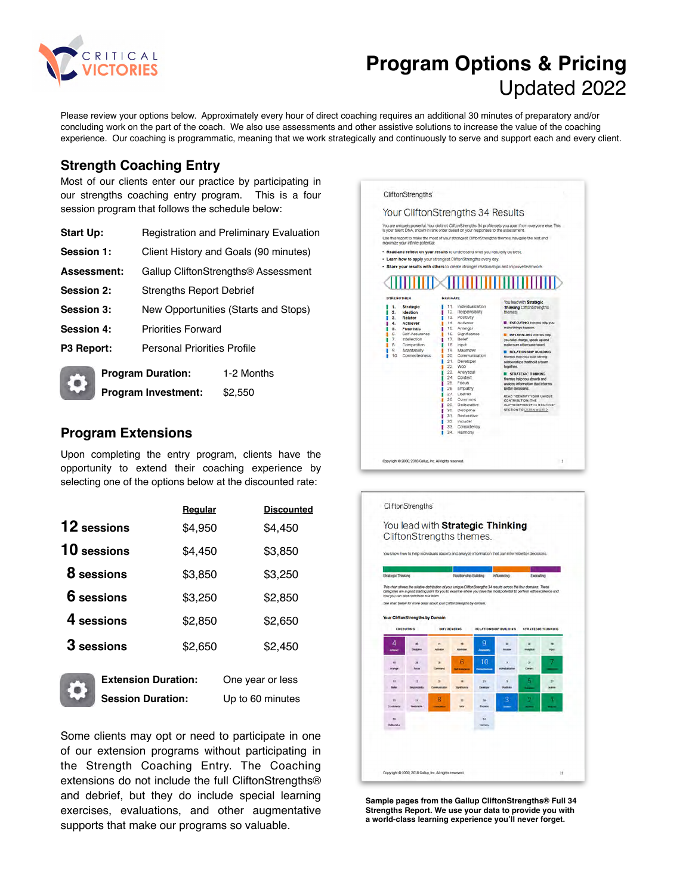# Program Options & Pricing

Updated 2022

Please review your options below. Approximately every hour of direct coaching requires an additional 30 minutes of preparatory and/or concluding work on the part of the coach. We also use assessments and other assistive solutions to increase the value of the coaching experience. Our coaching is programmatic, meaning that we work strategically and continuously to serve and support each and every client.

## Strength Coaching Entry

Most of our clients enter our practice by participating in our strengths coaching entry program. This is a four session program that follows the schedule below:

**Start Up:** Registration and Preliminary Evaluation

**Session 1:** Client History and Goals (90 minutes)

**Assessment:** Gallup CliftonStrengths® Assessment

**Session 2:** Strengths Report Debrief

**Session 3:** New Opportunities (Starts and Stops)

**Session 4:** Priorities Forward

**P3 Report:** Personal Priorities Profile

**Program Duration:** 1-2 Months

**Program Investment:** $2,550

## Program Extensions

Upon completing the entry program, clients have the opportunity to extend their coaching experience by selecting one of the options below at the discounted rate:

| | Regular | Discounted |
|---|---|---|
| **12 sessions** | $4,950 | $4,450 |
| **10 sessions** | $4,450 | $3,850 |
| **8 sessions** | $3,850 | $3,250 |
| **6 sessions** | $3,250 | $2,850 |
| **4 sessions** | $2,850 | $2,650 |
| **3 sessions** | $2,650 | $2,450 |

**Extension Duration:** One year or less

**Session Duration:** Up to 60 minutes

Some clients may opt or need to participate in one of our extension programs without participating in the Strength Coaching Entry. The Coaching extensions do not include the full CliftonStrengths® and debrief, but they do include special learning exercises, evaluations, and other augmentative supports that make our programs so valuable.

**Sample pages from the Gallup CliftonStrengths® Full 34 Strengths Report. We use your data to provide you with a world-class learning experience you'll never forget.**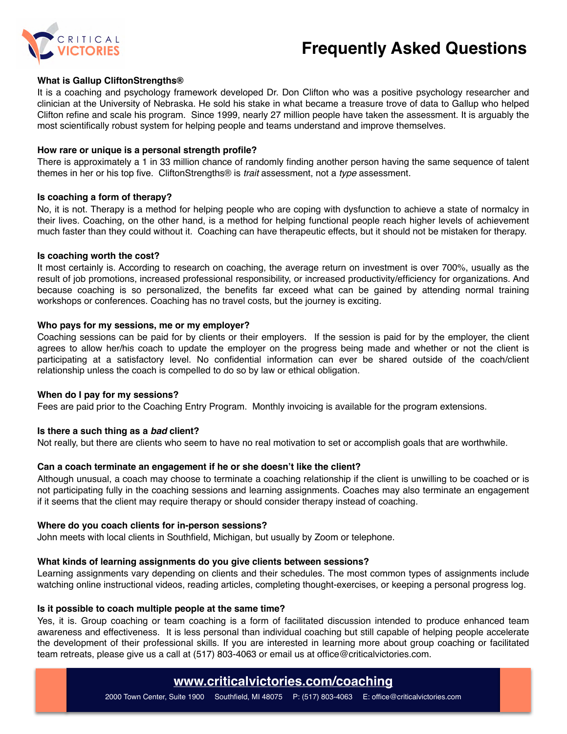CRITICAL VICTORIES

# Frequently Asked Questions

**What is Gallup CliftonStrengths®**

It is a coaching and psychology framework developed Dr. Don Clifton who was a positive psychology researcher and clinician at the University of Nebraska. He sold his stake in what became a treasure trove of data to Gallup who helped Clifton refine and scale his program. Since 1999, nearly 27 million people have taken the assessment. It is arguably the most scientifically robust system for helping people and teams understand and improve themselves.

**How rare or unique is a personal strength profile?**

There is approximately a 1 in 33 million chance of randomly finding another person having the same sequence of talent themes in her or his top five. CliftonStrengths® is *trait* assessment, not a *type* assessment.

**Is coaching a form of therapy?**

No, it is not. Therapy is a method for helping people who are coping with dysfunction to achieve a state of normalcy in their lives. Coaching, on the other hand, is a method for helping functional people reach higher levels of achievement much faster than they could without it. Coaching can have therapeutic effects, but it should not be mistaken for therapy.

**Is coaching worth the cost?**

It most certainly is. According to research on coaching, the average return on investment is over 700%, usually as the result of job promotions, increased professional responsibility, or increased productivity/efficiency for organizations. And because coaching is so personalized, the benefits far exceed what can be gained by attending normal training workshops or conferences. Coaching has no travel costs, but the journey is exciting.

**Who pays for my sessions, me or my employer?**

Coaching sessions can be paid for by clients or their employers. If the session is paid for by the employer, the client agrees to allow her/his coach to update the employer on the progress being made and whether or not the client is participating at a satisfactory level. No confidential information can ever be shared outside of the coach/client relationship unless the coach is compelled to do so by law or ethical obligation.

**When do I pay for my sessions?**

Fees are paid prior to the Coaching Entry Program. Monthly invoicing is available for the program extensions.

**Is there a such thing as a *bad* client?**

Not really, but there are clients who seem to have no real motivation to set or accomplish goals that are worthwhile.

**Can a coach terminate an engagement if he or she doesn't like the client?**

Although unusual, a coach may choose to terminate a coaching relationship if the client is unwilling to be coached or is not participating fully in the coaching sessions and learning assignments. Coaches may also terminate an engagement if it seems that the client may require therapy or should consider therapy instead of coaching.

**Where do you coach clients for in-person sessions?**

John meets with local clients in Southfield, Michigan, but usually by Zoom or telephone.

**What kinds of learning assignments do you give clients between sessions?**

Learning assignments vary depending on clients and their schedules. The most common types of assignments include watching online instructional videos, reading articles, completing thought-exercises, or keeping a personal progress log.

**Is it possible to coach multiple people at the same time?**

Yes, it is. Group coaching or team coaching is a form of facilitated discussion intended to produce enhanced team awareness and effectiveness. It is less personal than individual coaching but still capable of helping people accelerate the development of their professional skills. If you are interested in learning more about group coaching or facilitated team retreats, please give us a call at (517) 803-4063 or email us at office@criticalvictories.com.

**www.criticalvictories.com/coaching**

2000 Town Center, Suite 1900 Southfield, MI 48075 P: (517) 803-4063 E: office@criticalvictories.com